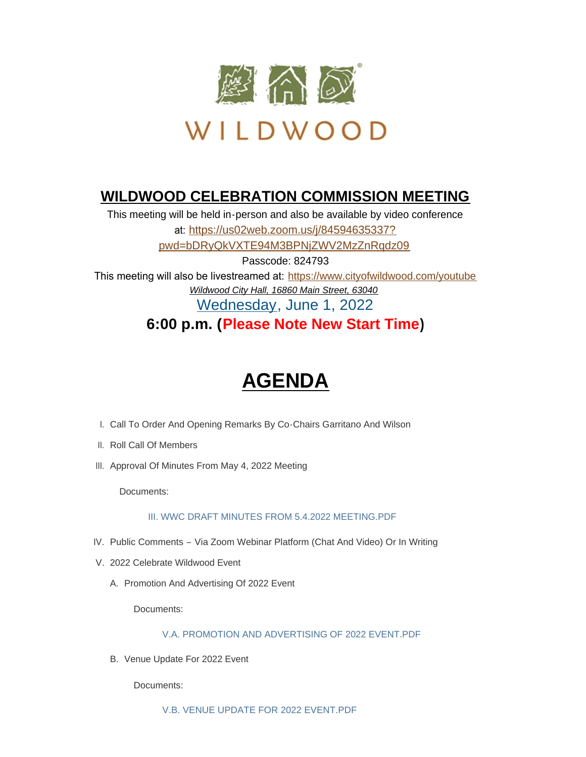WILDWOOD

# WILDWOOD CELEBRATION COMMISSION MEETING

This meeting will be held in-person and also be available by video conference at: https://us02web.zoom.us/j/84594635337?pwd=bDRyQkVXTE94M3BPNjZWV2MzZnRqdz09

Passcode: 824793

This meeting will also be livestreamed at: https://www.cityofwildwood.com/youtube

*Wildwood City Hall, 16860 Main Street, 63040*

Wednesday, June 1, 2022

**6:00 p.m. (Please Note New Start Time)**

# AGENDA

I. Call To Order And Opening Remarks By Co-Chairs Garritano And Wilson

II. Roll Call Of Members

III. Approval Of Minutes From May 4, 2022 Meeting

Documents:

III. WWC DRAFT MINUTES FROM 5.4.2022 MEETING.PDF

IV. Public Comments – Via Zoom Webinar Platform (Chat And Video) Or In Writing

V. 2022 Celebrate Wildwood Event

A. Promotion And Advertising Of 2022 Event

Documents:

V.A. PROMOTION AND ADVERTISING OF 2022 EVENT.PDF

B. Venue Update For 2022 Event

Documents:

V.B. VENUE UPDATE FOR 2022 EVENT.PDF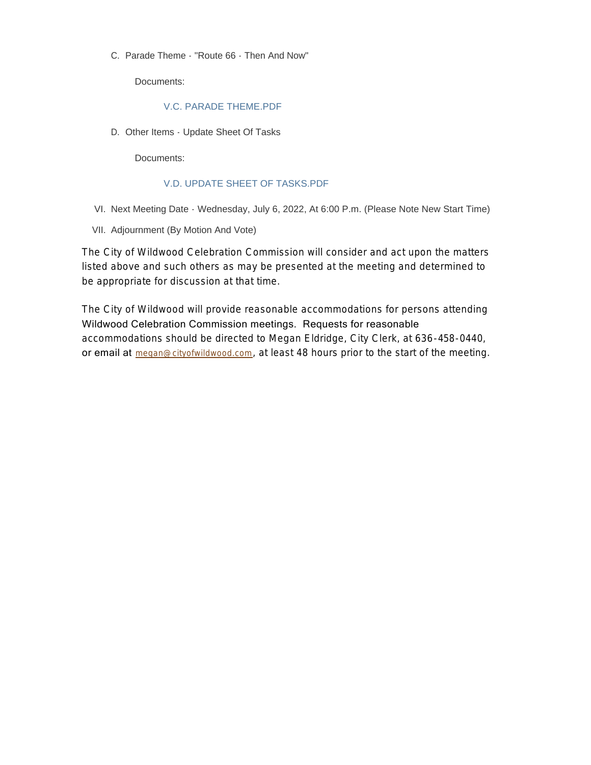C. Parade Theme - "Route 66 - Then And Now"

Documents:

V.C. PARADE THEME.PDF

D. Other Items - Update Sheet Of Tasks

Documents:

V.D. UPDATE SHEET OF TASKS.PDF

VI. Next Meeting Date - Wednesday, July 6, 2022, At 6:00 P.m. (Please Note New Start Time)

VII. Adjournment (By Motion And Vote)

The City of Wildwood Celebration Commission will consider and act upon the matters listed above and such others as may be presented at the meeting and determined to be appropriate for discussion at that time.

The City of Wildwood will provide reasonable accommodations for persons attending Wildwood Celebration Commission meetings. Requests for reasonable accommodations should be directed to Megan Eldridge, City Clerk, at 636-458-0440, or email at megan@cityofwildwood.com, at least 48 hours prior to the start of the meeting.